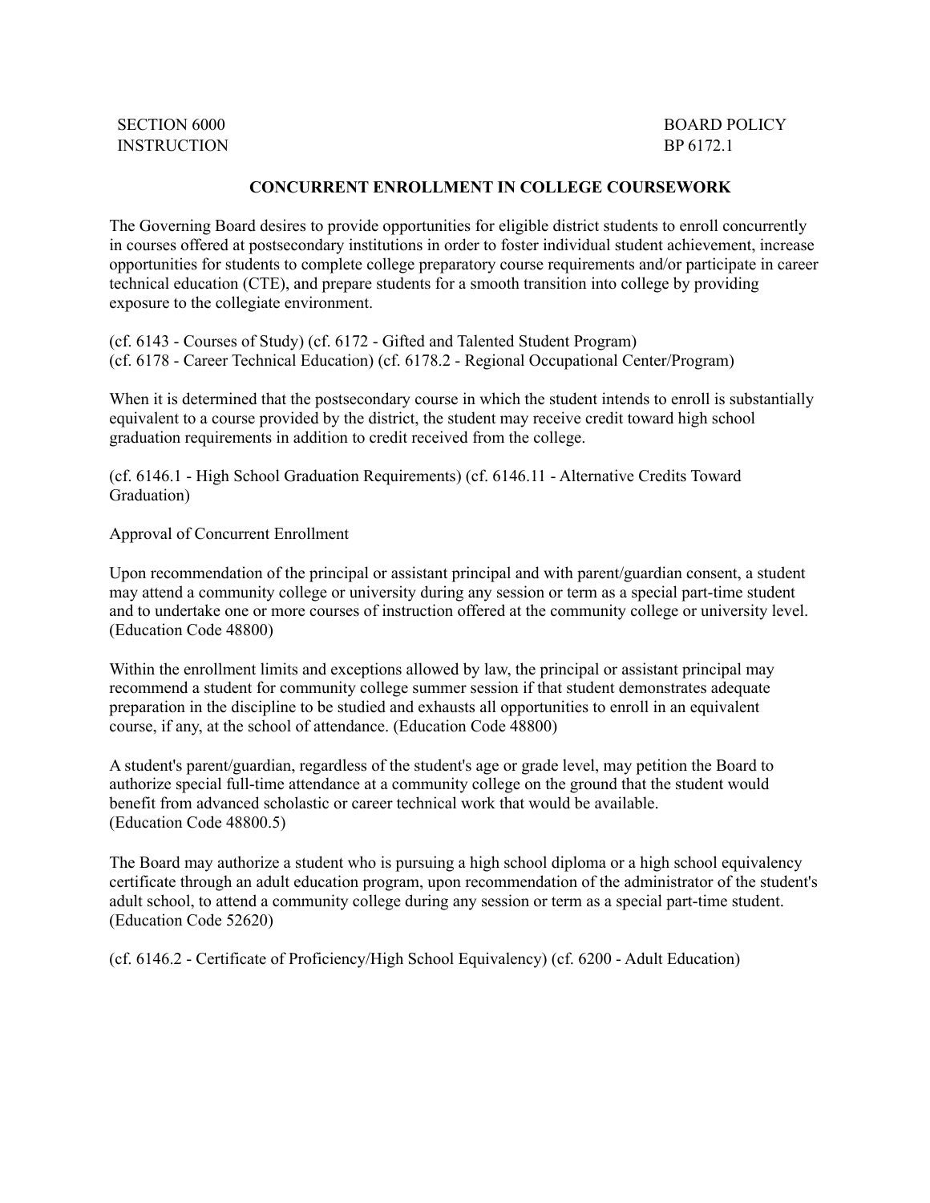SECTION 6000
INSTRUCTION

BOARD POLICY
BP 6172.1

## CONCURRENT ENROLLMENT IN COLLEGE COURSEWORK

The Governing Board desires to provide opportunities for eligible district students to enroll concurrently in courses offered at postsecondary institutions in order to foster individual student achievement, increase opportunities for students to complete college preparatory course requirements and/or participate in career technical education (CTE), and prepare students for a smooth transition into college by providing exposure to the collegiate environment.

(cf. 6143 - Courses of Study) (cf. 6172 - Gifted and Talented Student Program)
(cf. 6178 - Career Technical Education) (cf. 6178.2 - Regional Occupational Center/Program)

When it is determined that the postsecondary course in which the student intends to enroll is substantially equivalent to a course provided by the district, the student may receive credit toward high school graduation requirements in addition to credit received from the college.

(cf. 6146.1 - High School Graduation Requirements) (cf. 6146.11 - Alternative Credits Toward Graduation)

Approval of Concurrent Enrollment

Upon recommendation of the principal or assistant principal and with parent/guardian consent, a student may attend a community college or university during any session or term as a special part-time student and to undertake one or more courses of instruction offered at the community college or university level. (Education Code 48800)

Within the enrollment limits and exceptions allowed by law, the principal or assistant principal may recommend a student for community college summer session if that student demonstrates adequate preparation in the discipline to be studied and exhausts all opportunities to enroll in an equivalent course, if any, at the school of attendance. (Education Code 48800)

A student's parent/guardian, regardless of the student's age or grade level, may petition the Board to authorize special full-time attendance at a community college on the ground that the student would benefit from advanced scholastic or career technical work that would be available.
(Education Code 48800.5)

The Board may authorize a student who is pursuing a high school diploma or a high school equivalency certificate through an adult education program, upon recommendation of the administrator of the student's adult school, to attend a community college during any session or term as a special part-time student. (Education Code 52620)

(cf. 6146.2 - Certificate of Proficiency/High School Equivalency) (cf. 6200 - Adult Education)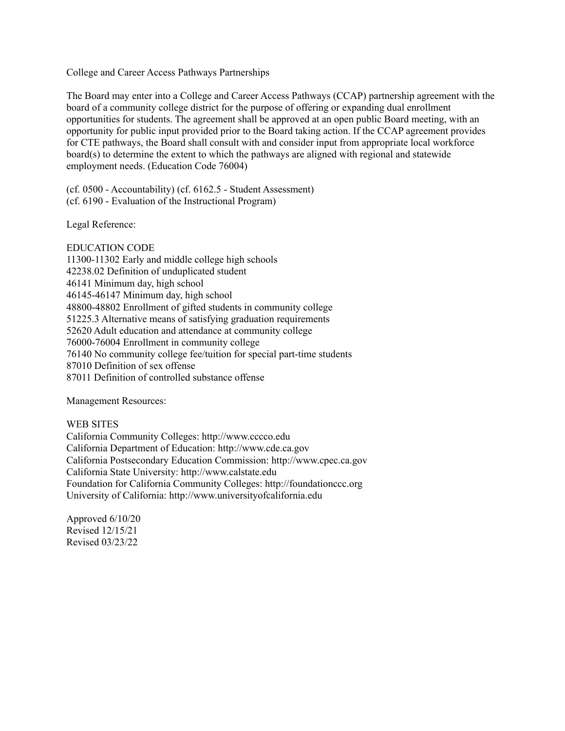College and Career Access Pathways Partnerships

The Board may enter into a College and Career Access Pathways (CCAP) partnership agreement with the board of a community college district for the purpose of offering or expanding dual enrollment opportunities for students. The agreement shall be approved at an open public Board meeting, with an opportunity for public input provided prior to the Board taking action. If the CCAP agreement provides for CTE pathways, the Board shall consult with and consider input from appropriate local workforce board(s) to determine the extent to which the pathways are aligned with regional and statewide employment needs. (Education Code 76004)

(cf. 0500 - Accountability) (cf. 6162.5 - Student Assessment)
(cf. 6190 - Evaluation of the Instructional Program)

Legal Reference:

EDUCATION CODE
11300-11302 Early and middle college high schools
42238.02 Definition of unduplicated student
46141 Minimum day, high school
46145-46147 Minimum day, high school
48800-48802 Enrollment of gifted students in community college
51225.3 Alternative means of satisfying graduation requirements
52620 Adult education and attendance at community college
76000-76004 Enrollment in community college
76140 No community college fee/tuition for special part-time students
87010 Definition of sex offense
87011 Definition of controlled substance offense

Management Resources:

WEB SITES
California Community Colleges: http://www.cccco.edu
California Department of Education: http://www.cde.ca.gov
California Postsecondary Education Commission: http://www.cpec.ca.gov
California State University: http://www.calstate.edu
Foundation for California Community Colleges: http://foundationccc.org
University of California: http://www.universityofcalifornia.edu

Approved 6/10/20
Revised 12/15/21
Revised 03/23/22